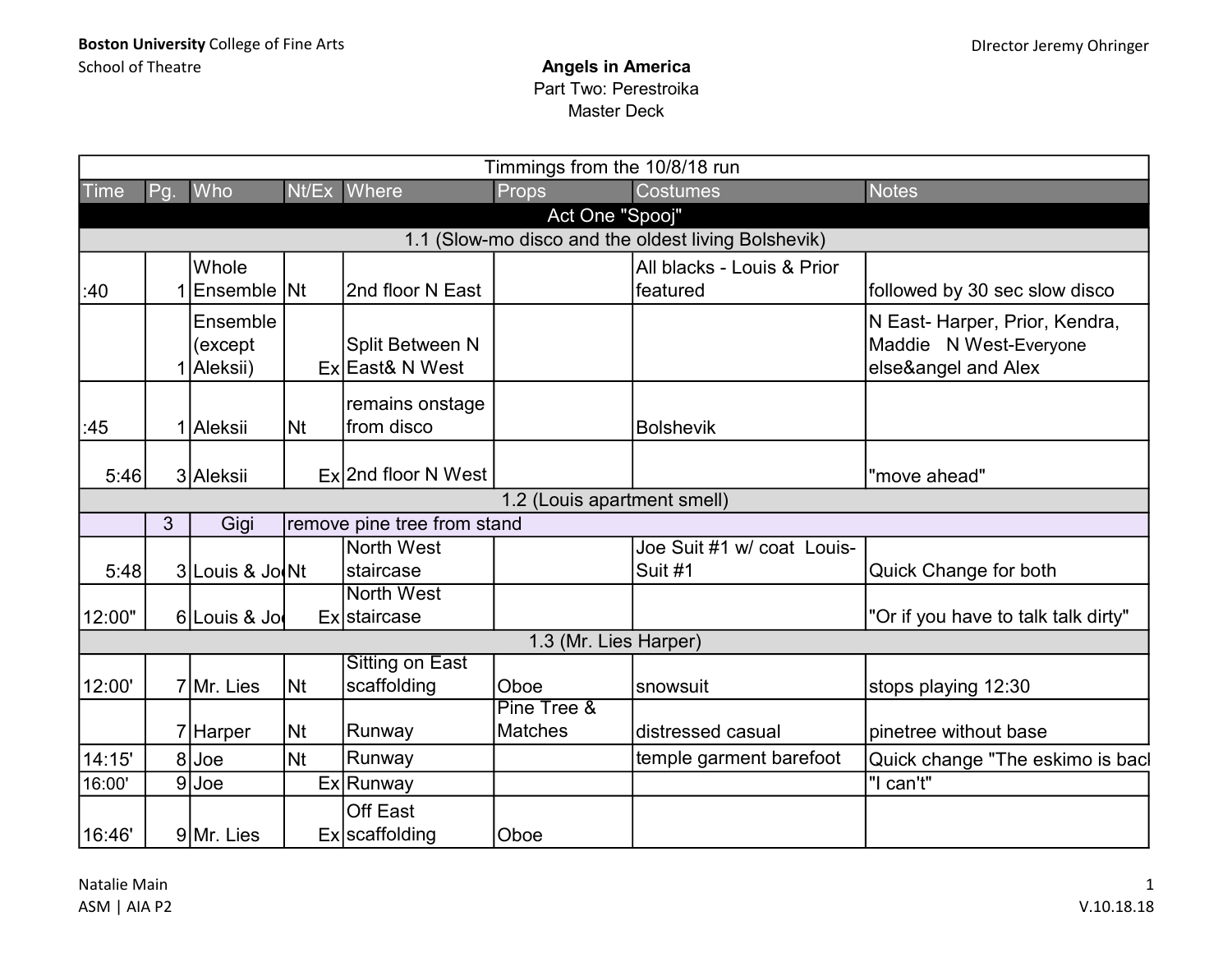**Boston University** College of Fine Arts
School of Theatre

DIrector Jeremy Ohringer

## Angels in America

Part Two: Perestroika
Master Deck

| Timmings from the 10/8/18 run | | | | | | | |
|---|---|---|---|---|---|---|---|
| **Time** | **Pg.** | **Who** | **Nt/Ex** | **Where** | **Props** | **Costumes** | **Notes** |
| **Act One "Spooj"** | | | | | | | |
| 1.1 (Slow-mo disco and the oldest living Bolshevik) | | | | | | | |
| :40 | 1 | Whole Ensemble | Nt | 2nd floor N East | | All blacks - Louis & Prior featured | followed by 30 sec slow disco |
| | 1 | Ensemble (except Aleksii) | Ex | Split Between N East& N West | | | N East- Harper, Prior, Kendra, Maddie N West-Everyone else&angel and Alex |
| :45 | 1 | Aleksii | Nt | remains onstage from disco | | Bolshevik | |
| 5:46 | 3 | Aleksii | Ex | 2nd floor N West | | | "move ahead" |
| 1.2 (Louis apartment smell) | | | | | | | |
| | 3 | Gigi | remove pine tree from stand | | | | |
| 5:48 | 3 | Louis & Jo | Nt | North West staircase | | Joe Suit #1 w/ coat Louis-Suit #1 | Quick Change for both |
| 12:00" | 6 | Louis & Jo | Ex | North West staircase | | | "Or if you have to talk talk dirty" |
| 1.3 (Mr. Lies Harper) | | | | | | | |
| 12:00' | 7 | Mr. Lies | Nt | Sitting on East scaffolding | Oboe | snowsuit | stops playing 12:30 |
| | 7 | Harper | Nt | Runway | Pine Tree & Matches | distressed casual | pinetree without base |
| 14:15' | 8 | Joe | Nt | Runway | | temple garment barefoot | Quick change "The eskimo is bacl |
| 16:00' | 9 | Joe | Ex | Runway | | | "I can't" |
| 16:46' | 9 | Mr. Lies | Ex | Off East scaffolding | Oboe | | |

Natalie Main
ASM | AIA P2

V.10.18.18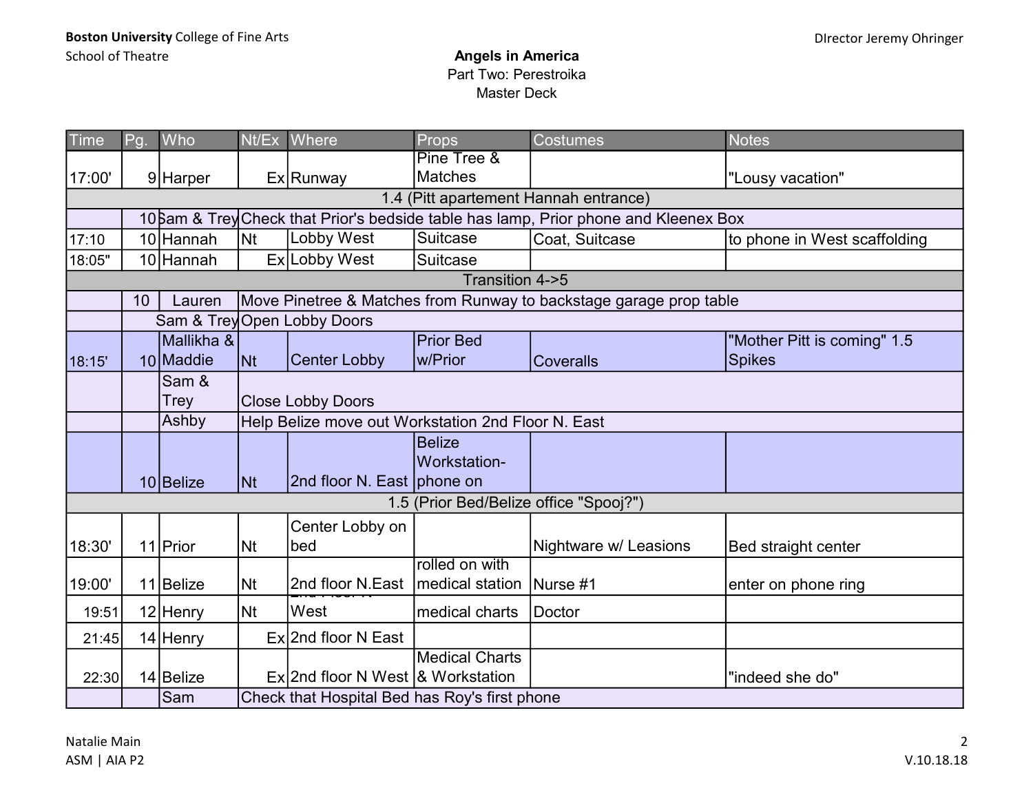**Boston University** College of Fine Arts
School of Theatre

DIrector Jeremy Ohringer

**Angels in America**
Part Two: Perestroika
Master Deck

| Time | Pg. | Who | Nt/Ex | Where | Props | Costumes | Notes |
|---|---|---|---|---|---|---|---|
| 17:00' | 9 | Harper | Ex | Runway | Pine Tree & Matches | | "Lousy vacation" |
| 1.4 (Pitt apartement Hannah entrance) | | | | | | | |
| | 10 | Sam & Trey | Check that Prior's bedside table has lamp, Prior phone and Kleenex Box | | | | |
| 17:10 | 10 | Hannah | Nt | Lobby West | Suitcase | Coat, Suitcase | to phone in West scaffolding |
| 18:05" | 10 | Hannah | Ex | Lobby West | Suitcase | | |
| Transition 4->5 | | | | | | | |
| | 10 | Lauren | Move Pinetree & Matches from Runway to backstage garage prop table | | | | |
| | | Sam & Trey | Open Lobby Doors | | | | |
| 18:15' | 10 | Mallikha & Maddie | Nt | Center Lobby | Prior Bed w/Prior | Coveralls | "Mother Pitt is coming" 1.5 Spikes |
| | | Sam & Trey | Close Lobby Doors | | | | |
| | | Ashby | Help Belize move out Workstation 2nd Floor N. East | | | | |
| | 10 | Belize | Nt | 2nd floor N. East | Belize Workstation- phone on | | |
| 1.5 (Prior Bed/Belize office "Spooj?") | | | | | | | |
| 18:30' | 11 | Prior | Nt | Center Lobby on bed | | Nightware w/ Leasions | Bed straight center |
| 19:00' | 11 | Belize | Nt | 2nd floor N.East | rolled on with medical station | Nurse #1 | enter on phone ring |
| 19:51 | 12 | Henry | Nt | 2nd Floor N West | medical charts | Doctor | |
| 21:45 | 14 | Henry | Ex | 2nd floor N East | | | |
| 22:30 | 14 | Belize | Ex | 2nd floor N West | Medical Charts & Workstation | | "indeed she do" |
| | | Sam | Check that Hospital Bed has Roy's first phone | | | | |

Natalie Main
ASM | AIA P2

V.10.18.18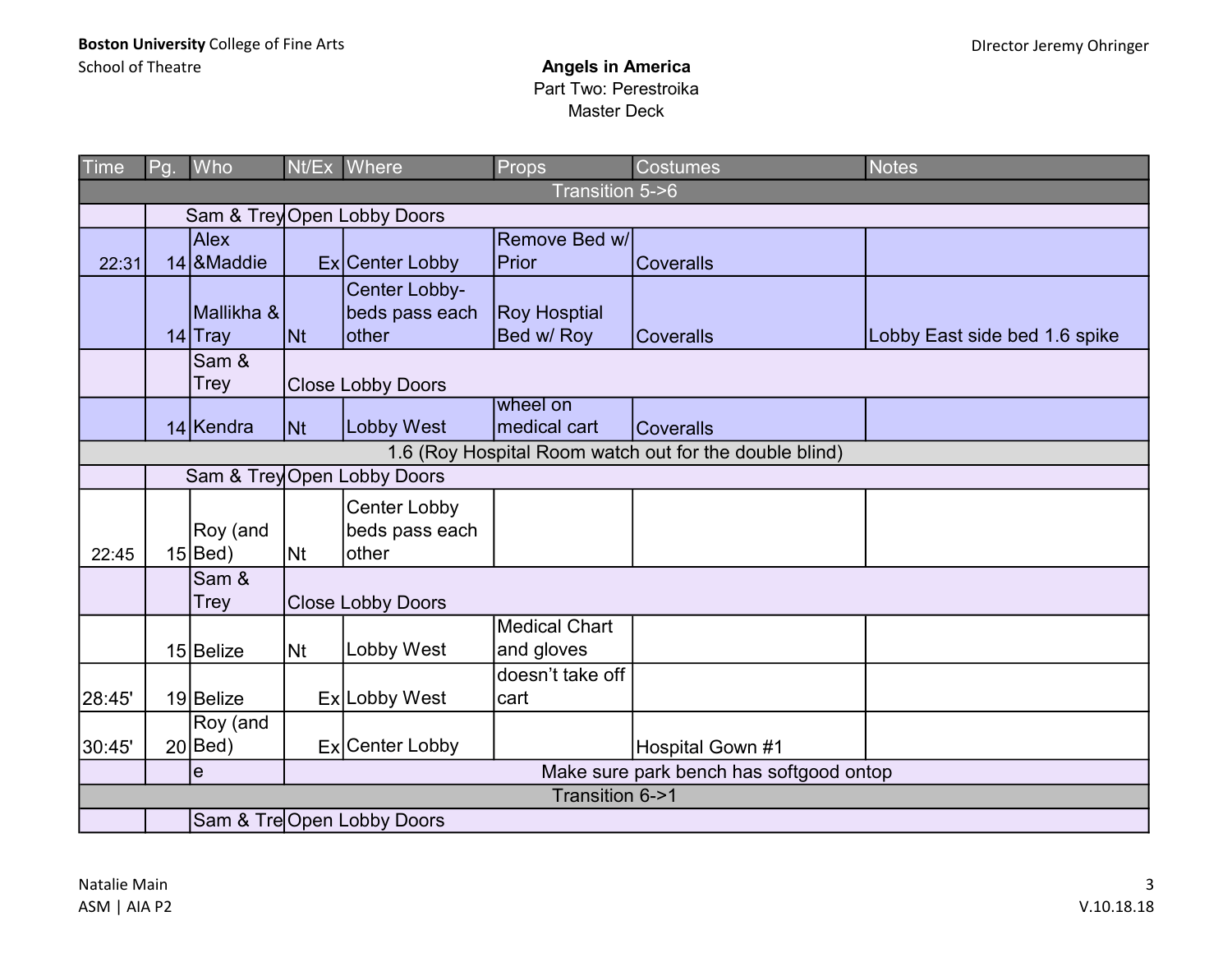Boston University College of Fine Arts
School of Theatre

Director Jeremy Ohringer

# Angels in America
## Part Two: Perestroika
### Master Deck

| Time | Pg. | Who | Nt/Ex | Where | Props | Costumes | Notes |
|---|---|---|---|---|---|---|---|
| | | | | Transition 5->6 | | | |
| | | Sam & Trey | Open Lobby Doors | | | | |
| 22:31 | 14 | Alex &Maddie | Ex | Center Lobby | Remove Bed w/ Prior | Coveralls | |
| | 14 | Mallikha & Tray | Nt | Center Lobby- beds pass each other | Roy Hosptial Bed w/ Roy | Coveralls | Lobby East side bed 1.6 spike |
| | | Sam & Trey | Close Lobby Doors | | | | |
| | 14 | Kendra | Nt | Lobby West | wheel on medical cart | Coveralls | |
| | | | | 1.6 (Roy Hospital Room watch out for the double blind) | | | |
| | | Sam & Trey | Open Lobby Doors | | | | |
| 22:45 | 15 | Roy (and Bed) | Nt | Center Lobby beds pass each other | | | |
| | | Sam & Trey | Close Lobby Doors | | | | |
| | 15 | Belize | Nt | Lobby West | Medical Chart and gloves | | |
| 28:45' | 19 | Belize | Ex | Lobby West | doesn't take off cart | | |
| 30:45' | 20 | Roy (and Bed) | Ex | Center Lobby | | Hospital Gown #1 | |
| | | e | | Make sure park bench has softgood ontop | | | |
| | | | | Transition 6->1 | | | |
| | | Sam & Tre | Open Lobby Doors | | | | |

Natalie Main
ASM | AIA P2

V.10.18.18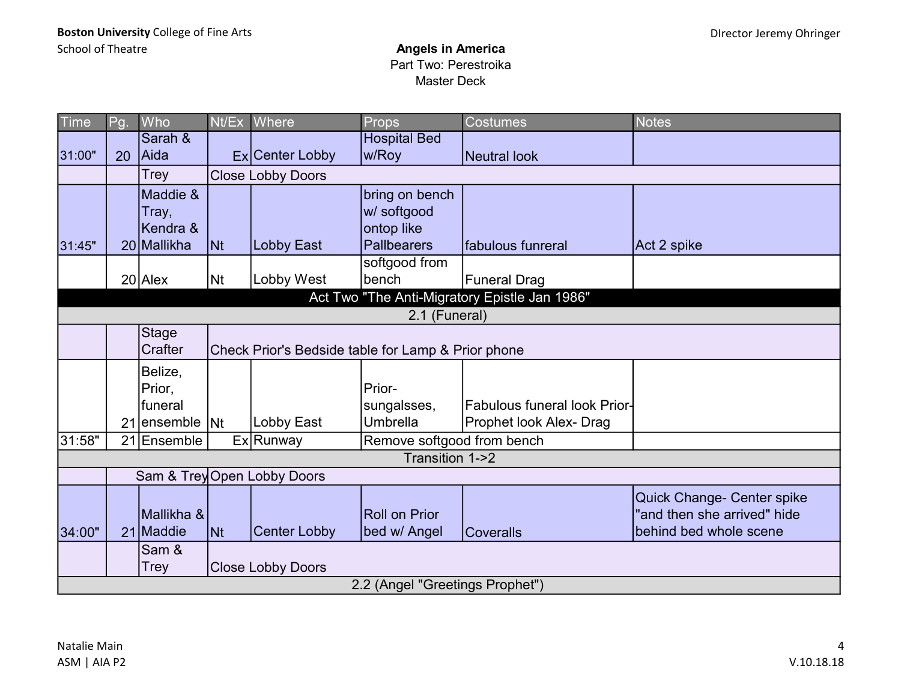**Boston University** College of Fine Arts
School of Theatre

DIrector Jeremy Ohringer

**Angels in America**
Part Two: Perestroika
Master Deck

| Time | Pg. | Who | Nt/Ex | Where | Props | Costumes | Notes |
|---|---|---|---|---|---|---|---|
| 31:00" | 20 | Sarah & Aida | Ex | Center Lobby | Hospital Bed w/Roy | Neutral look | |
| | | Trey | Close Lobby Doors | | | | |
| 31:45" | 20 | Maddie & Tray, Kendra & Mallikha | Nt | Lobby East | bring on bench w/ softgood ontop like Pallbearers | fabulous funreral | Act 2 spike |
| | 20 | Alex | Nt | Lobby West | softgood from bench | Funeral Drag | |
| Act Two "The Anti-Migratory Epistle Jan 1986" | | | | | | | |
| 2.1 (Funeral) | | | | | | | |
| | | Stage Crafter | Check Prior's Bedside table for Lamp & Prior phone | | | | |
| | 21 | Belize, Prior, funeral ensemble | Nt | Lobby East | Prior- sungalsses, Umbrella | Fabulous funeral look Prior- Prophet look Alex- Drag | |
| 31:58" | 21 | Ensemble | Ex | Runway | Remove softgood from bench | | |
| Transition 1->2 | | | | | | | |
| | | Sam & Trey | Open Lobby Doors | | | | |
| 34:00" | 21 | Mallikha & Maddie | Nt | Center Lobby | Roll on Prior bed w/ Angel | Coveralls | Quick Change- Center spike "and then she arrived" hide behind bed whole scene |
| | | Sam & Trey | Close Lobby Doors | | | | |
| 2.2 (Angel "Greetings Prophet") | | | | | | | |

Natalie Main
ASM | AIA P2

V.10.18.18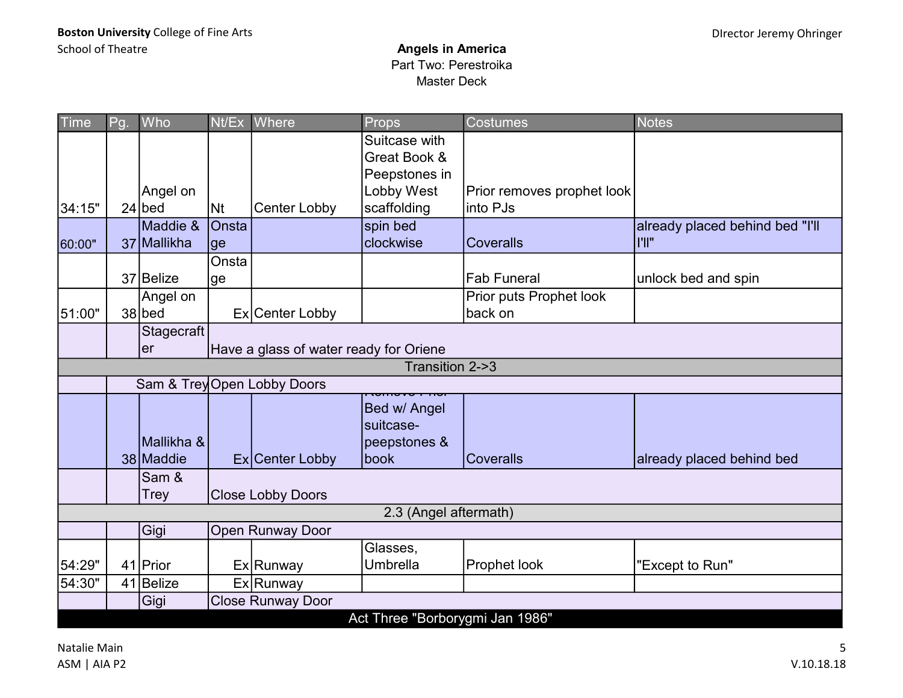| Time | Pg. | Who | Nt/Ex | Where | Props | Costumes | Notes |
|---|---|---|---|---|---|---|---|
| 34:15" | 24 | Angel on bed | Nt | Center Lobby | Suitcase with Great Book & Peepstones in Lobby West scaffolding | Prior removes prophet look into PJs | |
| 60:00" | 37 | Maddie & Mallikha | Onstage | | spin bed clockwise | Coveralls | already placed behind bed "I'll I'll" |
| | 37 | Belize | Onstage | | | Fab Funeral | unlock bed and spin |
| 51:00" | 38 | Angel on bed | Ex | Center Lobby | | Prior puts Prophet look back on | |
| | | Stagecrafter | Have a glass of water ready for Oriene | | | | |
| Transition 2->3 | | | | | | | |
| | | Sam & Trey | Open Lobby Doors | | | | |
| | 38 | Mallikha & Maddie | Ex | Center Lobby | Remove Prior Bed w/ Angel suitcase- peepstones & book | Coveralls | already placed behind bed |
| | | Sam & Trey | Close Lobby Doors | | | | |
| 2.3 (Angel aftermath) | | | | | | | |
| | | Gigi | Open Runway Door | | | | |
| 54:29" | 41 | Prior | Ex | Runway | Glasses, Umbrella | Prophet look | "Except to Run" |
| 54:30" | 41 | Belize | Ex | Runway | | | |
| | | Gigi | Close Runway Door | | | | |
| Act Three "Borborygmi Jan 1986" | | | | | | | |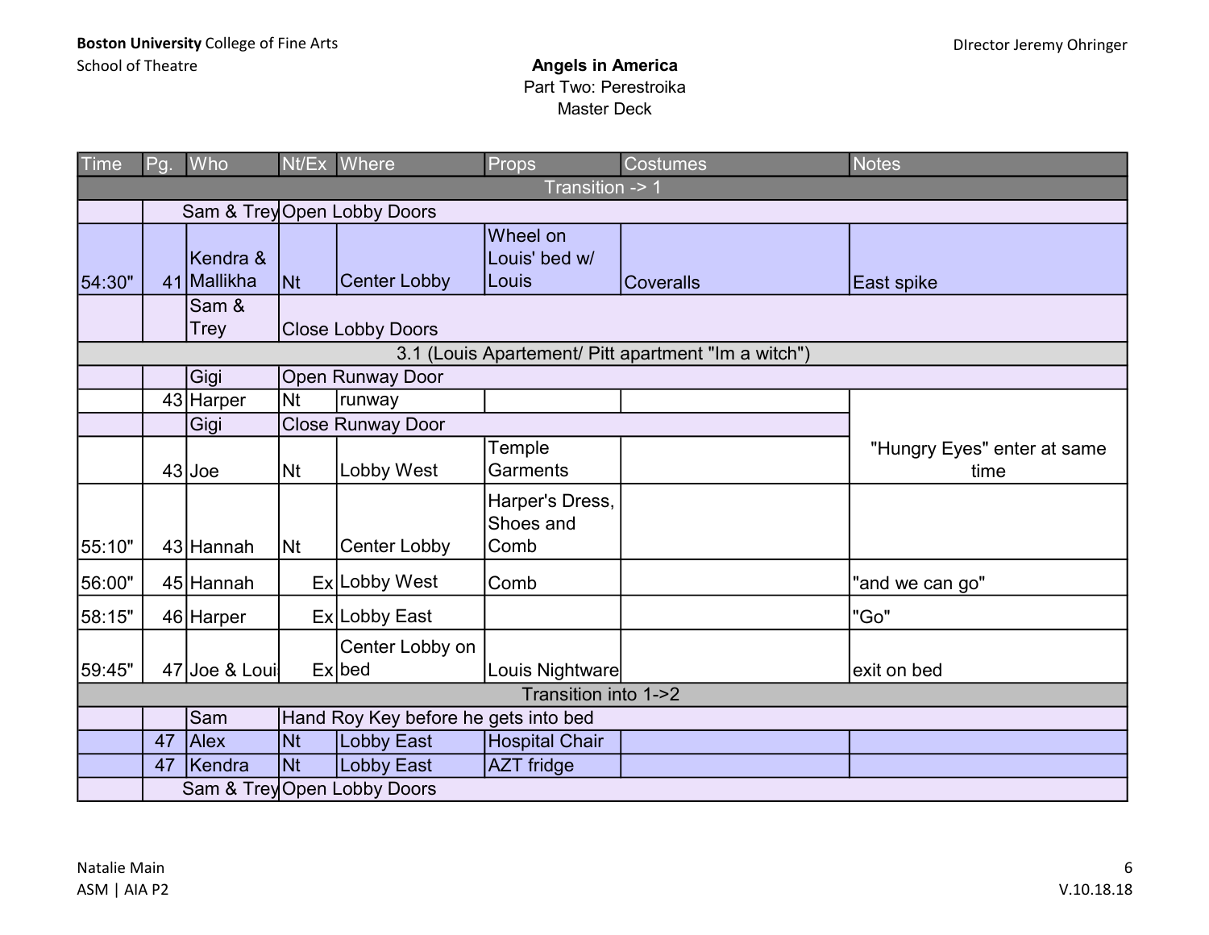**Boston University** College of Fine Arts
School of Theatre

Director Jeremy Ohringer

**Angels in America**
Part Two: Perestroika
Master Deck

| Time | Pg. | Who | Nt/Ex | Where | Props | Costumes | Notes |
|---|---|---|---|---|---|---|---|
| Transition -> 1 | | | | | | | |
| | | Sam & Trey | Open Lobby Doors | | | | |
| 54:30" | 41 | Kendra & Mallikha | Nt | Center Lobby | Wheel on Louis' bed w/ Louis | Coveralls | East spike |
| | | Sam & Trey | Close Lobby Doors | | | | |
| 3.1 (Louis Apartement/ Pitt apartment "Im a witch") | | | | | | | |
| | | Gigi | Open Runway Door | | | | |
| | 43 | Harper | Nt | runway | | | "Hungry Eyes" enter at same time |
| | | Gigi | Close Runway Door | | | | |
| | 43 | Joe | Nt | Lobby West | Temple Garments | | |
| 55:10" | 43 | Hannah | Nt | Center Lobby | Harper's Dress, Shoes and Comb | | |
| 56:00" | 45 | Hannah | Ex | Lobby West | Comb | | "and we can go" |
| 58:15" | 46 | Harper | Ex | Lobby East | | | "Go" |
| 59:45" | 47 | Joe & Louis | Ex | Center Lobby on bed | Louis Nightware | | exit on bed |
| Transition into 1->2 | | | | | | | |
| | | Sam | Hand Roy Key before he gets into bed | | | | |
| | 47 | Alex | Nt | Lobby East | Hospital Chair | | |
| | 47 | Kendra | Nt | Lobby East | AZT fridge | | |
| | | Sam & Trey | Open Lobby Doors | | | | |

Natalie Main
ASM | AIA P2

V.10.18.18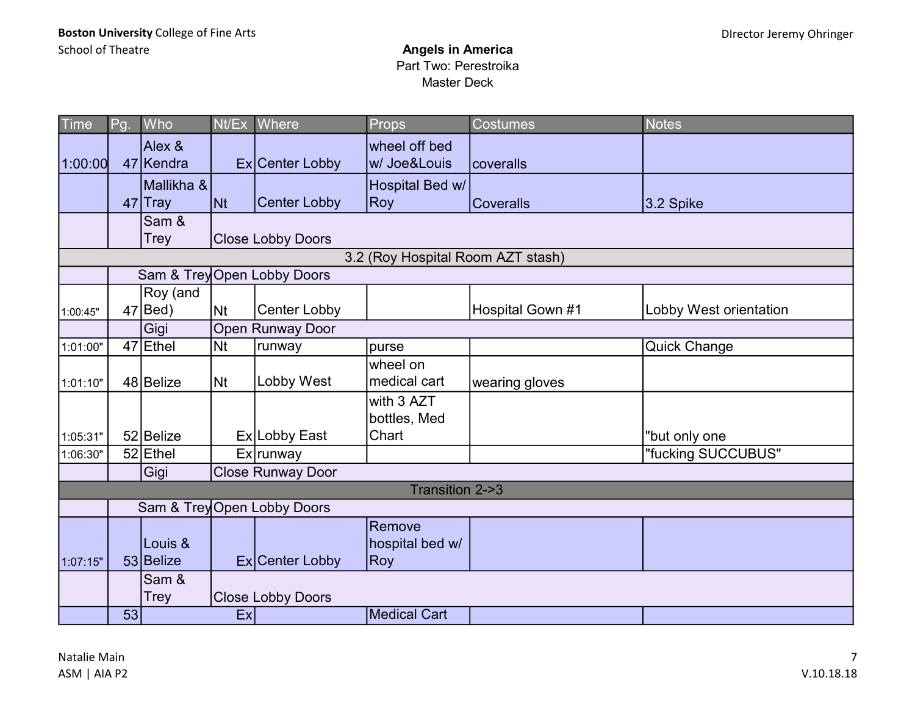**Boston University** College of Fine Arts
School of Theatre

Director Jeremy Ohringer

**Angels in America**
Part Two: Perestroika
Master Deck

| Time | Pg. | Who | Nt/Ex | Where | Props | Costumes | Notes |
|---|---|---|---|---|---|---|---|
| 1:00:00 | 47 | Alex & Kendra | Ex | Center Lobby | wheel off bed w/ Joe&Louis | coveralls | |
| | 47 | Mallikha & Tray | Nt | Center Lobby | Hospital Bed w/ Roy | Coveralls | 3.2 Spike |
| | | Sam & Trey | Close Lobby Doors | | | | |
| 3.2 (Roy Hospital Room AZT stash) | | | | | | | |
| | | Sam & Trey | Open Lobby Doors | | | | |
| 1:00:45" | 47 | Roy (and Bed) | Nt | Center Lobby | | Hospital Gown #1 | Lobby West orientation |
| | | Gigi | Open Runway Door | | | | |
| 1:01:00" | 47 | Ethel | Nt | runway | purse | | Quick Change |
| 1:01:10" | 48 | Belize | Nt | Lobby West | wheel on medical cart | wearing gloves | |
| 1:05:31" | 52 | Belize | Ex | Lobby East | with 3 AZT bottles, Med Chart | | "but only one |
| 1:06:30" | 52 | Ethel | Ex | runway | | | "fucking SUCCUBUS" |
| | | Gigi | Close Runway Door | | | | |
| Transition 2->3 | | | | | | | |
| | | Sam & Trey | Open Lobby Doors | | | | |
| 1:07:15" | 53 | Louis & Belize | Ex | Center Lobby | Remove hospital bed w/ Roy | | |
| | | Sam & Trey | Close Lobby Doors | | | | |
| | 53 | | Ex | | Medical Cart | | |

Natalie Main
ASM | AIA P2

V.10.18.18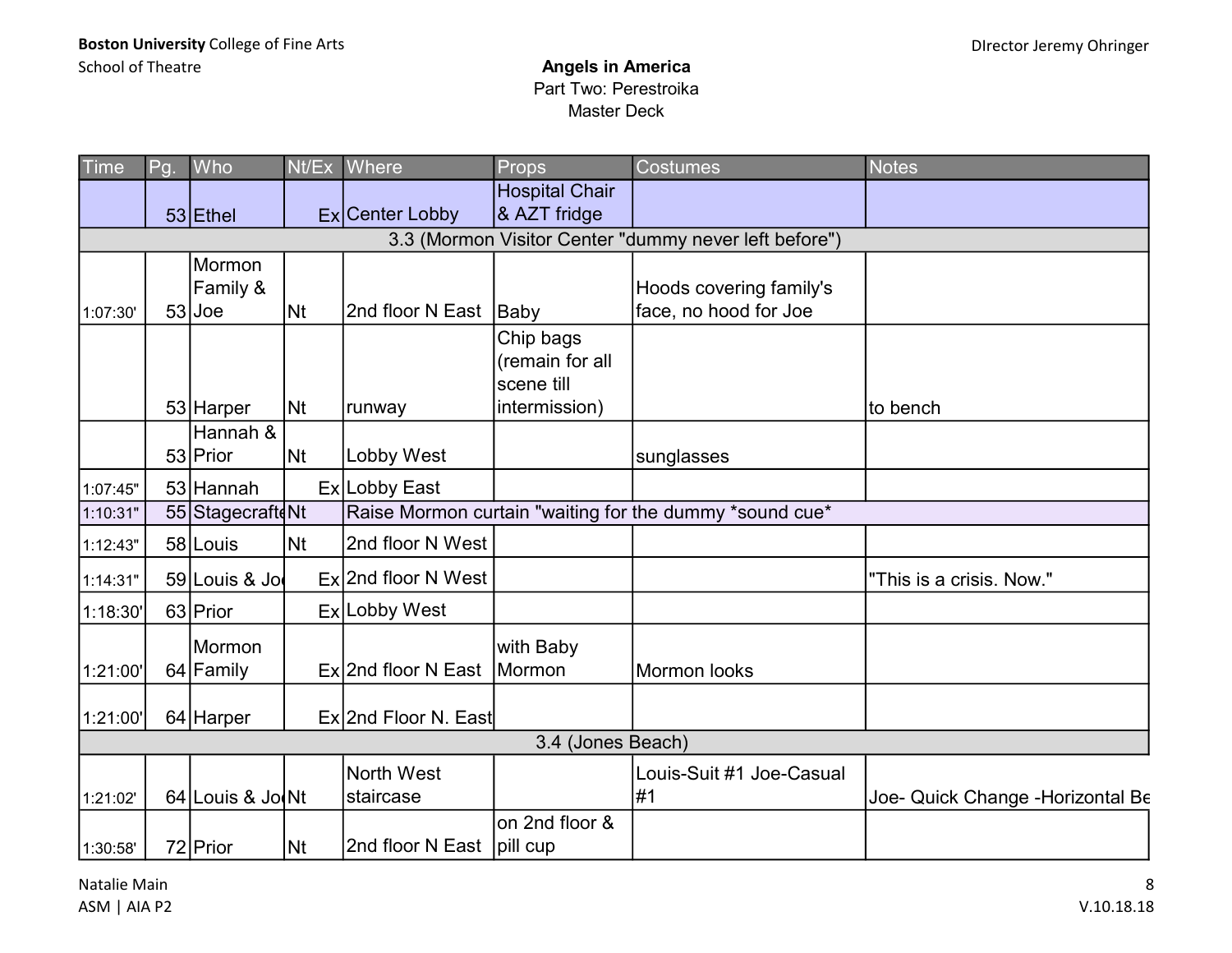| Time | Pg. | Who | Nt/Ex | Where | Props | Costumes | Notes |
|---|---|---|---|---|---|---|---|
| | 53 | Ethel | Ex | Center Lobby | Hospital Chair & AZT fridge | | |
| 3.3 (Mormon Visitor Center "dummy never left before") | | | | | | | |
| 1:07:30' | 53 | Mormon Family & Joe | Nt | 2nd floor N East | Baby | Hoods covering family's face, no hood for Joe | |
| | 53 | Harper | Nt | runway | Chip bags (remain for all scene till intermission) | | to bench |
| | 53 | Hannah & Prior | Nt | Lobby West | | sunglasses | |
| 1:07:45" | 53 | Hannah | Ex | Lobby East | | | |
| 1:10:31" | 55 | Stagecrafte | Nt | Raise Mormon curtain "waiting for the dummy *sound cue* | | | |
| 1:12:43" | 58 | Louis | Nt | 2nd floor N West | | | |
| 1:14:31" | 59 | Louis & Jo | Ex | 2nd floor N West | | | "This is a crisis. Now." |
| 1:18:30' | 63 | Prior | Ex | Lobby West | | | |
| 1:21:00' | 64 | Mormon Family | Ex | 2nd floor N East | with Baby Mormon | Mormon looks | |
| 1:21:00' | 64 | Harper | Ex | 2nd Floor N. East | | | |
| 3.4 (Jones Beach) | | | | | | | |
| 1:21:02' | 64 | Louis & Jo | Nt | North West staircase | | Louis-Suit #1 Joe-Casual #1 | Joe- Quick Change -Horizontal Be |
| 1:30:58' | 72 | Prior | Nt | 2nd floor N East | on 2nd floor & pill cup | | |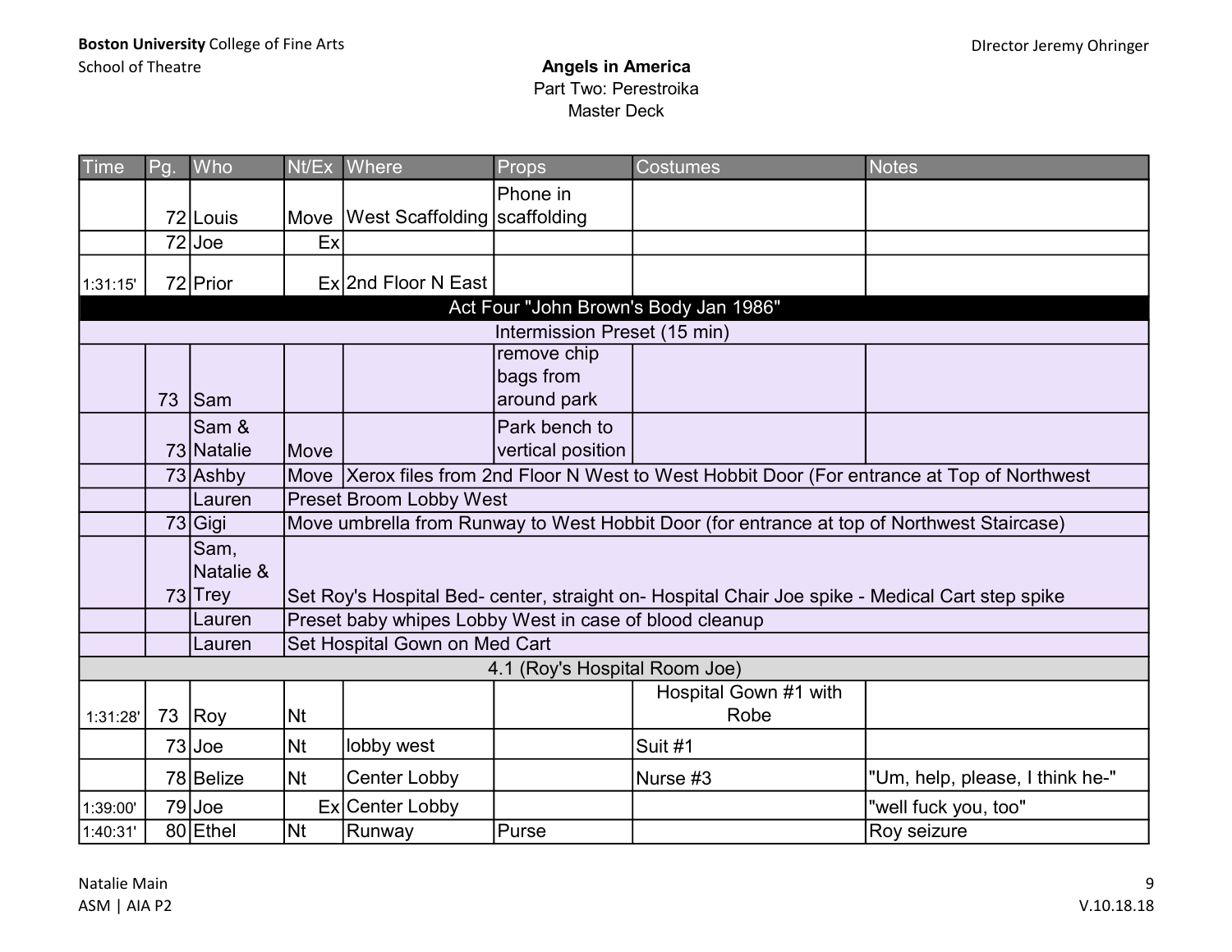**Boston University** College of Fine Arts
School of Theatre

DIrector Jeremy Ohringer

**Angels in America**
Part Two: Perestroika
Master Deck

| Time | Pg. | Who | Nt/Ex | Where | Props | Costumes | Notes |
|---|---|---|---|---|---|---|---|
| | 72 | Louis | Move | West Scaffolding | Phone in scaffolding | | |
| | 72 | Joe | Ex | | | | |
| 1:31:15' | 72 | Prior | Ex | 2nd Floor N East | | | |
| Act Four "John Brown's Body Jan 1986" | | | | | | | |
| Intermission Preset (15 min) | | | | | | | |
| | 73 | Sam | | | remove chip bags from around park | | |
| | 73 | Sam & Natalie | Move | | Park bench to vertical position | | |
| | 73 | Ashby | Move | Xerox files from 2nd Floor N West to West Hobbit Door (For entrance at Top of Northwest | | | |
| | | Lauren | Preset Broom Lobby West | | | | |
| | 73 | Gigi | Move umbrella from Runway to West Hobbit Door (for entrance at top of Northwest Staircase) | | | | |
| | 73 | Sam, Natalie & Trey | Set Roy's Hospital Bed- center, straight on- Hospital Chair Joe spike - Medical Cart step spike | | | | |
| | | Lauren | Preset baby whipes Lobby West in case of blood cleanup | | | | |
| | | Lauren | Set Hospital Gown on Med Cart | | | | |
| 4.1 (Roy's Hospital Room Joe) | | | | | | | |
| 1:31:28' | 73 | Roy | Nt | | | Hospital Gown #1 with Robe | |
| | 73 | Joe | Nt | lobby west | | Suit #1 | |
| | 78 | Belize | Nt | Center Lobby | | Nurse #3 | "Um, help, please, I think he-" |
| 1:39:00' | 79 | Joe | Ex | Center Lobby | | | "well fuck you, too" |
| 1:40:31' | 80 | Ethel | Nt | Runway | Purse | | Roy seizure |

Natalie Main
ASM | AIA P2

V.10.18.18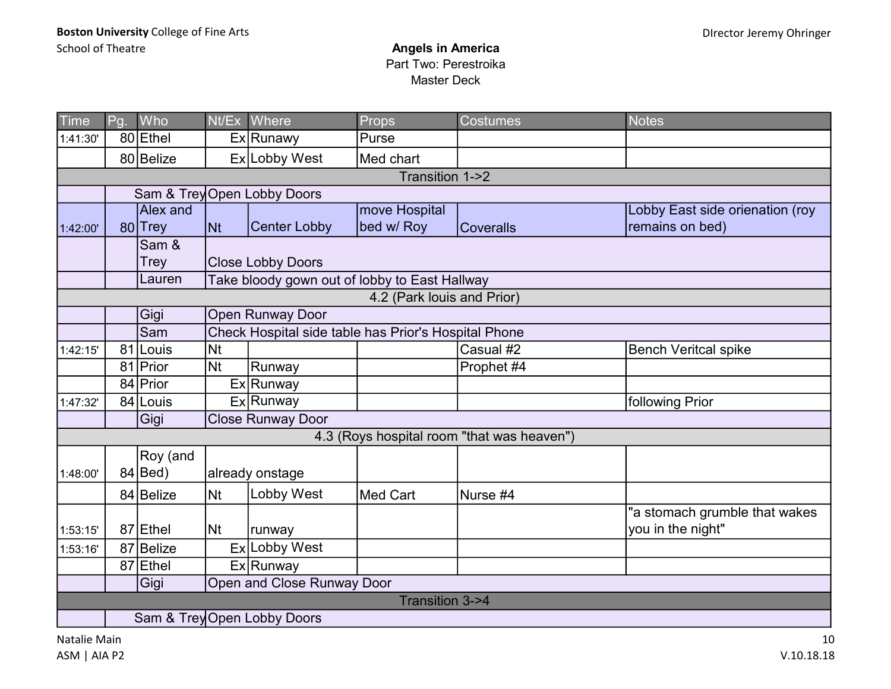**Boston University** College of Fine Arts
School of Theatre

DIrector Jeremy Ohringer

**Angels in America**
Part Two: Perestroika
Master Deck

| Time | Pg. | Who | Nt/Ex | Where | Props | Costumes | Notes |
|---|---|---|---|---|---|---|---|
| 1:41:30' | 80 | Ethel | Ex | Runawy | Purse | | |
| | 80 | Belize | Ex | Lobby West | Med chart | | |
| Transition 1->2 | | | | | | | |
| | | Sam & Trey | Open Lobby Doors | | | | |
| 1:42:00' | 80 | Alex and Trey | Nt | Center Lobby | move Hospital bed w/ Roy | Coveralls | Lobby East side orienation (roy remains on bed) |
| | | Sam & Trey | Close Lobby Doors | | | | |
| | | Lauren | Take bloody gown out of lobby to East Hallway | | | | |
| 4.2 (Park louis and Prior) | | | | | | | |
| | | Gigi | Open Runway Door | | | | |
| | | Sam | Check Hospital side table has Prior's Hospital Phone | | | | |
| 1:42:15' | 81 | Louis | Nt | | | Casual #2 | Bench Veritcal spike |
| | 81 | Prior | Nt | Runway | | Prophet #4 | |
| | 84 | Prior | Ex | Runway | | | |
| 1:47:32' | 84 | Louis | Ex | Runway | | | following Prior |
| | | Gigi | Close Runway Door | | | | |
| 4.3 (Roys hospital room "that was heaven") | | | | | | | |
| 1:48:00' | 84 | Roy (and Bed) | already onstage | | | | |
| | 84 | Belize | Nt | Lobby West | Med Cart | Nurse #4 | |
| 1:53:15' | 87 | Ethel | Nt | runway | | | "a stomach grumble that wakes you in the night" |
| 1:53:16' | 87 | Belize | Ex | Lobby West | | | |
| | 87 | Ethel | Ex | Runway | | | |
| | | Gigi | Open and Close Runway Door | | | | |
| Transition 3->4 | | | | | | | |
| | | Sam & Trey | Open Lobby Doors | | | | |

Natalie Main
ASM | AIA P2

V.10.18.18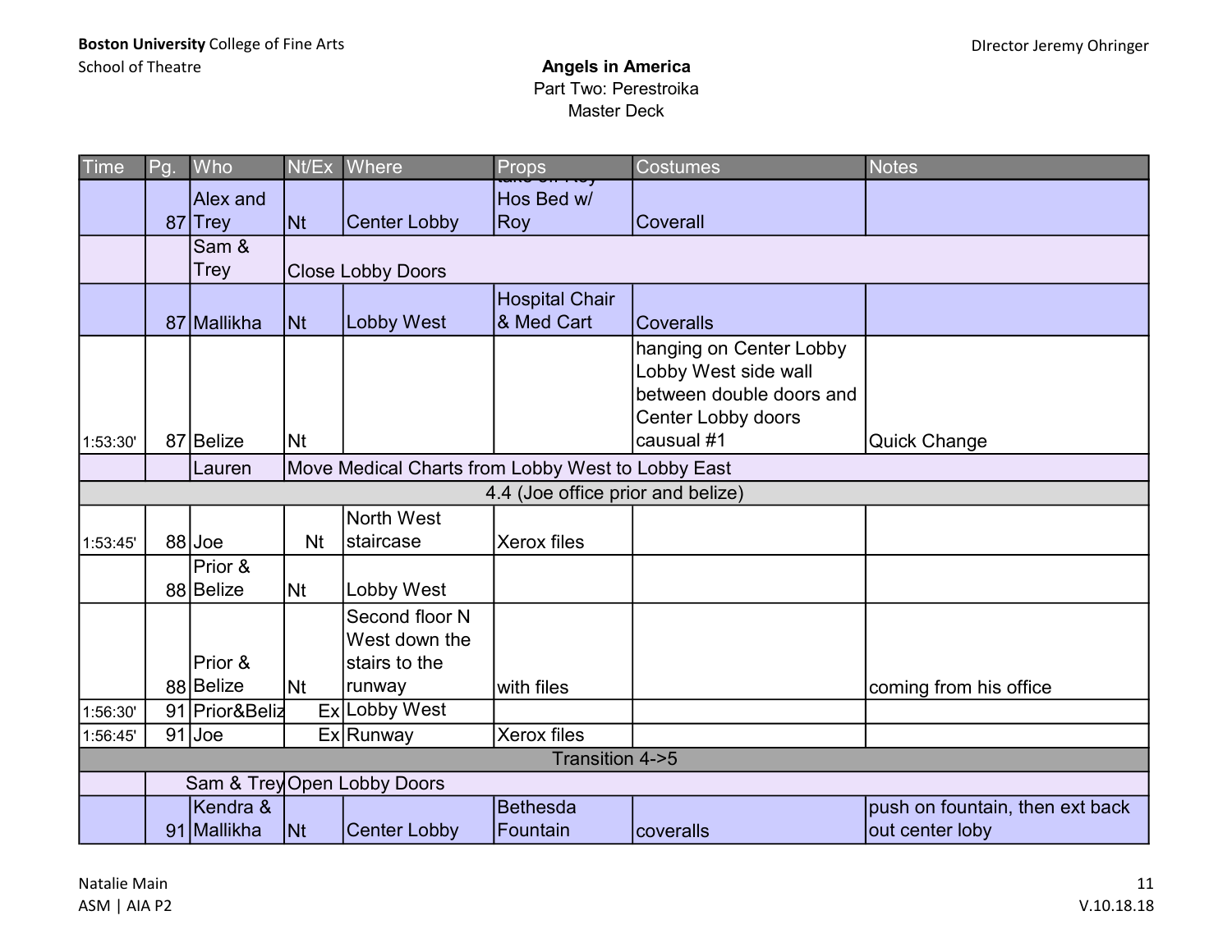**Boston University** College of Fine Arts
School of Theatre

Director Jeremy Ohringer

**Angels in America**
Part Two: Perestroika
Master Deck

| Time | Pg. | Who | Nt/Ex | Where | Props | Costumes | Notes |
|---|---|---|---|---|---|---|---|
| | 87 | Alex and Trey | Nt | Center Lobby | take on Roy Hos Bed w/ Roy | Coverall | |
| | | Sam & Trey | Close Lobby Doors | | | | |
| | 87 | Mallikha | Nt | Lobby West | Hospital Chair & Med Cart | Coveralls | |
| 1:53:30' | 87 | Belize | Nt | | | hanging on Center Lobby Lobby West side wall between double doors and Center Lobby doors causual #1 | Quick Change |
| | | Lauren | Move Medical Charts from Lobby West to Lobby East | | | | |
| 4.4 (Joe office prior and belize) | | | | | | | |
| 1:53:45' | 88 | Joe | Nt | North West staircase | Xerox files | | |
| | 88 | Prior & Belize | Nt | Lobby West | | | |
| | 88 | Prior & Belize | Nt | Second floor N West down the stairs to the runway | with files | | coming from his office |
| 1:56:30' | 91 | Prior&Beliz | Ex | Lobby West | | | |
| 1:56:45' | 91 | Joe | Ex | Runway | Xerox files | | |
| Transition 4->5 | | | | | | | |
| | | Sam & Trey | Open Lobby Doors | | | | |
| | 91 | Kendra & Mallikha | Nt | Center Lobby | Bethesda Fountain | coveralls | push on fountain, then ext back out center loby |

Natalie Main
ASM | AIA P2

V.10.18.18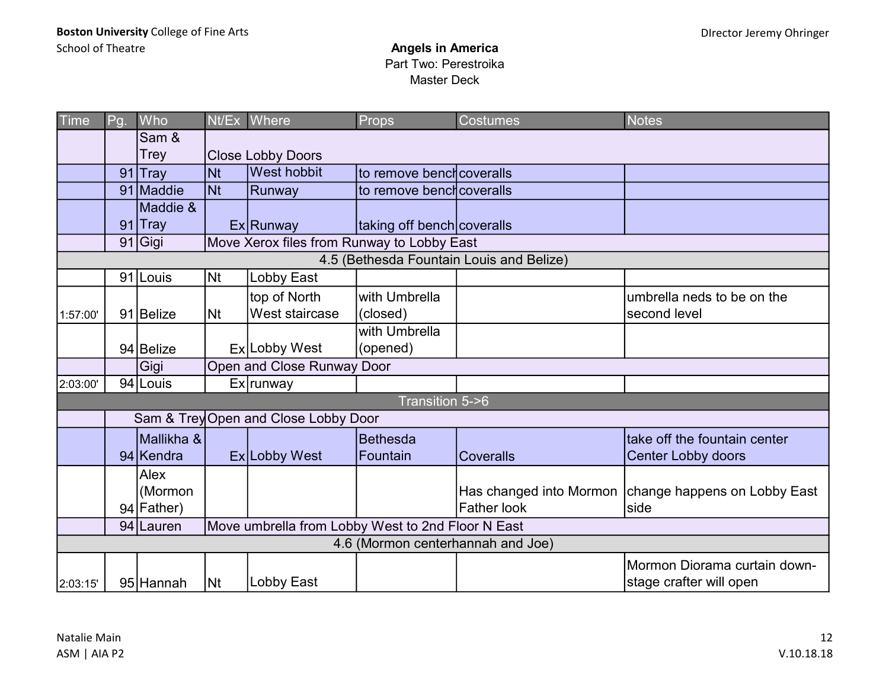**Boston University** College of Fine Arts
School of Theatre

DIrector Jeremy Ohringer

# Angels in America
## Part Two: Perestroika
### Master Deck

| Time | Pg. | Who | Nt/Ex | Where | Props | Costumes | Notes |
|---|---|---|---|---|---|---|---|
| | | Sam & Trey | Close Lobby Doors | | | | |
| | 91 | Tray | Nt | West hobbit | to remove bench | coveralls | |
| | 91 | Maddie | Nt | Runway | to remove bench | coveralls | |
| | 91 | Maddie & Tray | Ex | Runway | taking off bench | coveralls | |
| | 91 | Gigi | Move Xerox files from Runway to Lobby East | | | | |
| 4.5 (Bethesda Fountain Louis and Belize) | | | | | | | |
| | 91 | Louis | Nt | Lobby East | | | |
| 1:57:00' | 91 | Belize | Nt | top of North West staircase | with Umbrella (closed) | | umbrella neds to be on the second level |
| | 94 | Belize | Ex | Lobby West | with Umbrella (opened) | | |
| | | Gigi | Open and Close Runway Door | | | | |
| 2:03:00' | 94 | Louis | Ex | runway | | | |
| Transition 5->6 | | | | | | | |
| | | Sam & Trey | Open and Close Lobby Door | | | | |
| | 94 | Mallikha & Kendra | Ex | Lobby West | Bethesda Fountain | Coveralls | take off the fountain center Center Lobby doors |
| | 94 | Alex (Mormon Father) | | | | Has changed into Mormon Father look | change happens on Lobby East side |
| | 94 | Lauren | Move umbrella from Lobby West to 2nd Floor N East | | | | |
| 4.6 (Mormon centerhannah and Joe) | | | | | | | |
| 2:03:15' | 95 | Hannah | Nt | Lobby East | | | Mormon Diorama curtain down-stage crafter will open |

Natalie Main
ASM | AIA P2

V.10.18.18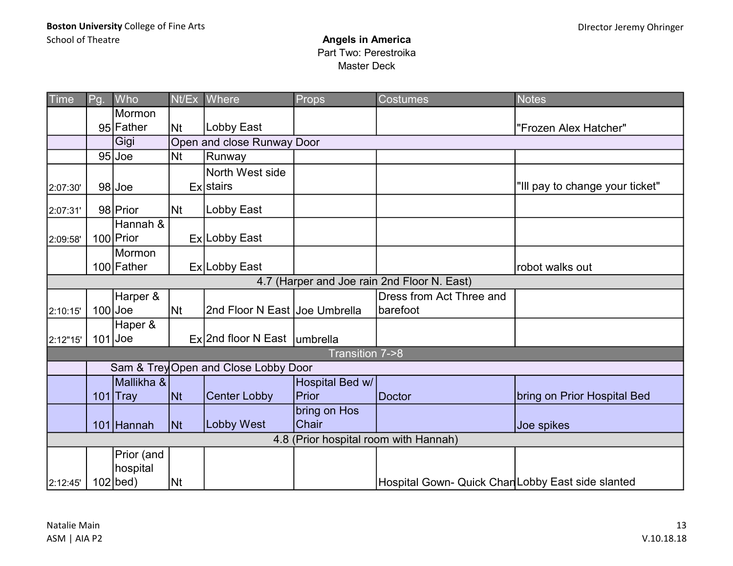**Boston University** College of Fine Arts
School of Theatre

Director Jeremy Ohringer

**Angels in America**
Part Two: Perestroika
Master Deck

| Time | Pg. | Who | Nt/Ex | Where | Props | Costumes | Notes |
|---|---|---|---|---|---|---|---|
| | 95 | Mormon Father | Nt | Lobby East | | | "Frozen Alex Hatcher" |
| | | Gigi | Open and close Runway Door | | | | |
| | 95 | Joe | Nt | Runway | | | |
| 2:07:30' | 98 | Joe | Ex | North West side stairs | | | "Ill pay to change your ticket" |
| 2:07:31' | 98 | Prior | Nt | Lobby East | | | |
| 2:09:58' | 100 | Hannah & Prior | Ex | Lobby East | | | |
| | 100 | Mormon Father | Ex | Lobby East | | | robot walks out |
| 4.7 (Harper and Joe rain 2nd Floor N. East) | | | | | | | |
| 2:10:15' | 100 | Harper & Joe | Nt | 2nd Floor N East | Joe Umbrella | Dress from Act Three and barefoot | |
| 2:12"15' | 101 | Haper & Joe | Ex | 2nd floor N East | umbrella | | |
| Transition 7->8 | | | | | | | |
| | | Sam & Trey | Open and Close Lobby Door | | | | |
| | 101 | Mallikha & Tray | Nt | Center Lobby | Hospital Bed w/ Prior | Doctor | bring on Prior Hospital Bed |
| | 101 | Hannah | Nt | Lobby West | bring on Hos Chair | | Joe spikes |
| 4.8 (Prior hospital room with Hannah) | | | | | | | |
| 2:12:45' | 102 | Prior (and hospital bed) | Nt | | | Hospital Gown- Quick Chan | Lobby East side slanted |

Natalie Main
ASM | AIA P2

V.10.18.18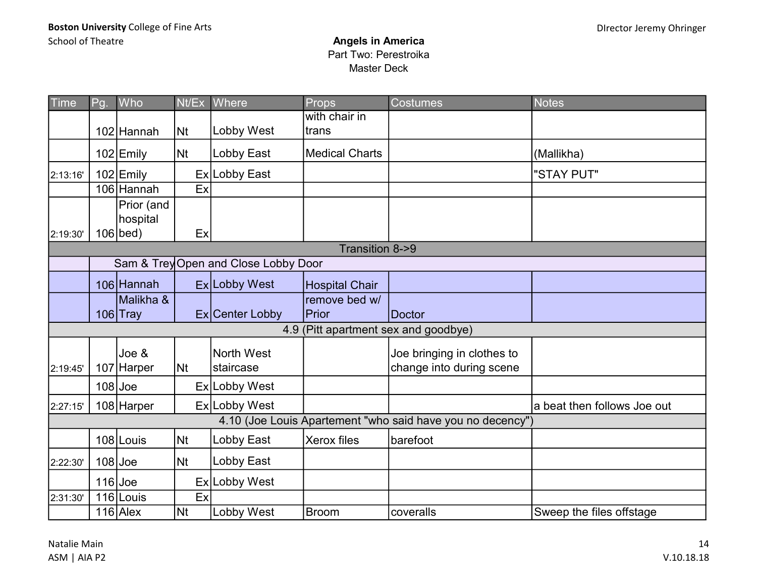**Boston University** College of Fine Arts
School of Theatre

DIrector Jeremy Ohringer

## Angels in America
Part Two: Perestroika
Master Deck

| Time | Pg. | Who | Nt/Ex | Where | Props | Costumes | Notes |
|---|---|---|---|---|---|---|---|
| | 102 | Hannah | Nt | Lobby West | with chair in trans | | |
| | 102 | Emily | Nt | Lobby East | Medical Charts | | (Mallikha) |
| 2:13:16' | 102 | Emily | Ex | Lobby East | | | "STAY PUT" |
| | 106 | Hannah | Ex | | | | |
| 2:19:30' | 106 | Prior (and hospital bed) | Ex | | | | |
| Transition 8->9 | | | | | | | |
| | | Sam & Trey | | Open and Close Lobby Door | | | |
| | 106 | Hannah | Ex | Lobby West | Hospital Chair | | |
| | 106 | Malikha & Tray | Ex | Center Lobby | remove bed w/ Prior | Doctor | |
| 4.9 (Pitt apartment sex and goodbye) | | | | | | | |
| 2:19:45' | 107 | Joe & Harper | Nt | North West staircase | | Joe bringing in clothes to change into during scene | |
| | 108 | Joe | Ex | Lobby West | | | |
| 2:27:15' | 108 | Harper | Ex | Lobby West | | | a beat then follows Joe out |
| 4.10 (Joe Louis Apartement "who said have you no decency") | | | | | | | |
| | 108 | Louis | Nt | Lobby East | Xerox files | barefoot | |
| 2:22:30' | 108 | Joe | Nt | Lobby East | | | |
| | 116 | Joe | Ex | Lobby West | | | |
| 2:31:30' | 116 | Louis | Ex | | | | |
| | 116 | Alex | Nt | Lobby West | Broom | coveralls | Sweep the files offstage |

Natalie Main
ASM | AIA P2

V.10.18.18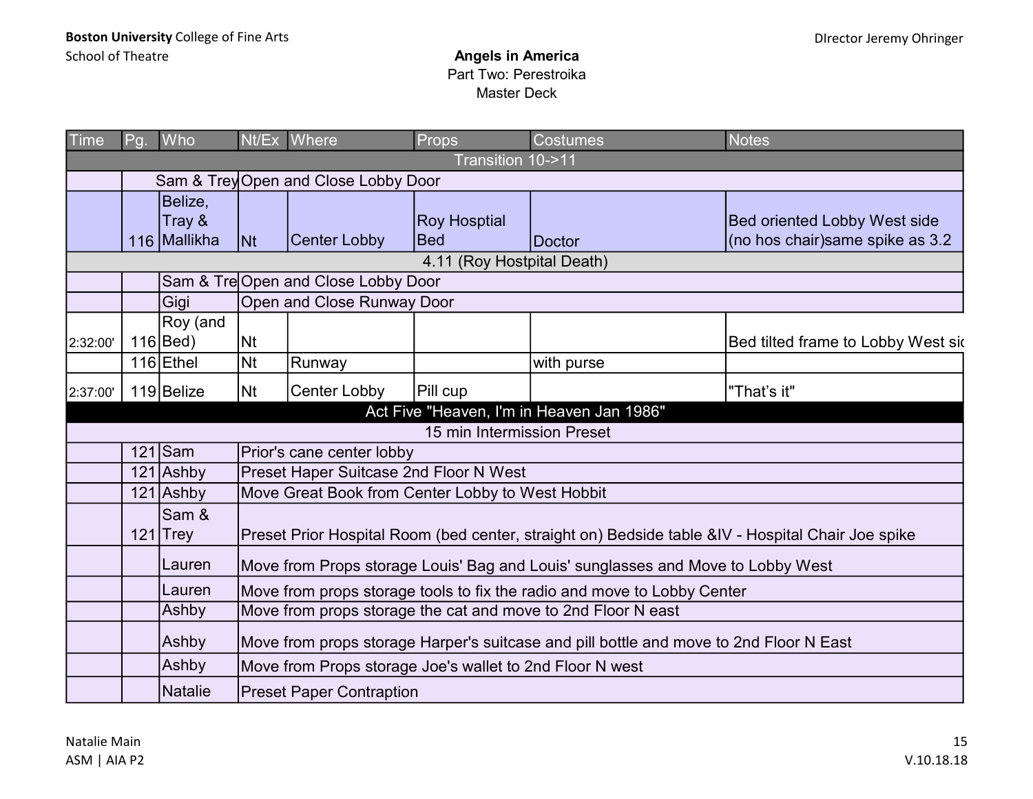**Boston University** College of Fine Arts
School of Theatre

DIrector Jeremy Ohringer

# Angels in America
Part Two: Perestroika
Master Deck

| Time | Pg. | Who | Nt/Ex | Where | Props | Costumes | Notes |
|---|---|---|---|---|---|---|---|
| Transition 10->11 | | | | | | | |
| | | Sam & Trey | Open and Close Lobby Door | | | | |
| | 116 | Belize, Tray & Mallikha | Nt | Center Lobby | Roy Hosptial Bed | Doctor | Bed oriented Lobby West side (no hos chair)same spike as 3.2 |
| 4.11 (Roy Hostpital Death) | | | | | | | |
| | | Sam & Tre | Open and Close Lobby Door | | | | |
| | | Gigi | Open and Close Runway Door | | | | |
| 2:32:00' | 116 | Roy (and Bed) | Nt | | | | Bed tilted frame to Lobby West sid |
| | 116 | Ethel | Nt | Runway | | with purse | |
| 2:37:00' | 119 | Belize | Nt | Center Lobby | Pill cup | | "That's it" |
| Act Five "Heaven, I'm in Heaven Jan 1986" | | | | | | | |
| 15 min Intermission Preset | | | | | | | |
| | 121 | Sam | Prior's cane center lobby | | | | |
| | 121 | Ashby | Preset Haper Suitcase 2nd Floor N West | | | | |
| | 121 | Ashby | Move Great Book from Center Lobby to West Hobbit | | | | |
| | 121 | Sam & Trey | Preset Prior Hospital Room (bed center, straight on) Bedside table &IV - Hospital Chair Joe spike | | | | |
| | | Lauren | Move from Props storage Louis' Bag and Louis' sunglasses and Move to Lobby West | | | | |
| | | Lauren | Move from props storage tools to fix the radio and move to Lobby Center | | | | |
| | | Ashby | Move from props storage the cat and move to 2nd Floor N east | | | | |
| | | Ashby | Move from props storage Harper's suitcase and pill bottle and move to 2nd Floor N East | | | | |
| | | Ashby | Move from Props storage Joe's wallet to 2nd Floor N west | | | | |
| | | Natalie | Preset Paper Contraption | | | | |

Natalie Main
ASM | AIA P2

V.10.18.18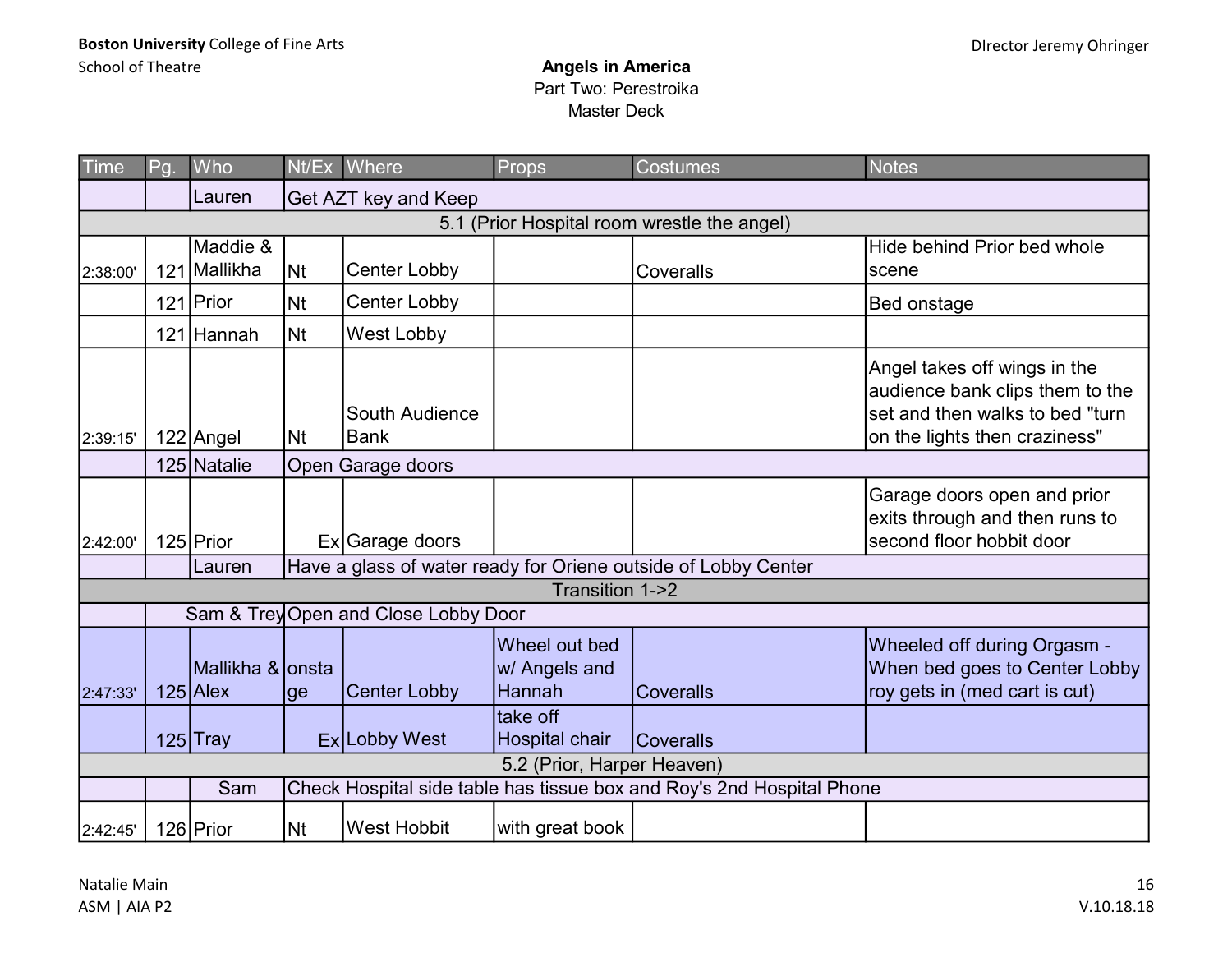**Boston University** College of Fine Arts
School of Theatre

DIrector Jeremy Ohringer

## Angels in America
Part Two: Perestroika
Master Deck

| Time | Pg. | Who | Nt/Ex | Where | Props | Costumes | Notes |
|---|---|---|---|---|---|---|---|
| | | Lauren | Get AZT key and Keep | | | | |
| 5.1 (Prior Hospital room wrestle the angel) | | | | | | | |
| 2:38:00' | 121 | Maddie & Mallikha | Nt | Center Lobby | | Coveralls | Hide behind Prior bed whole scene |
| | 121 | Prior | Nt | Center Lobby | | | Bed onstage |
| | 121 | Hannah | Nt | West Lobby | | | |
| 2:39:15' | 122 | Angel | Nt | South Audience Bank | | | Angel takes off wings in the audience bank clips them to the set and then walks to bed "turn on the lights then craziness" |
| | 125 | Natalie | Open Garage doors | | | | |
| 2:42:00' | 125 | Prior | Ex | Garage doors | | | Garage doors open and prior exits through and then runs to second floor hobbit door |
| | | Lauren | Have a glass of water ready for Oriene outside of Lobby Center | | | | |
| Transition 1->2 | | | | | | | |
| | | Sam & Trey | Open and Close Lobby Door | | | | |
| 2:47:33' | 125 | Mallikha & Alex | onstage | Center Lobby | Wheel out bed w/ Angels and Hannah | Coveralls | Wheeled off during Orgasm - When bed goes to Center Lobby roy gets in (med cart is cut) |
| | 125 | Tray | Ex | Lobby West | take off Hospital chair | Coveralls | |
| 5.2 (Prior, Harper Heaven) | | | | | | | |
| | | Sam | Check Hospital side table has tissue box and Roy's 2nd Hospital Phone | | | | |
| 2:42:45' | 126 | Prior | Nt | West Hobbit | with great book | | |

Natalie Main
ASM | AIA P2

V.10.18.18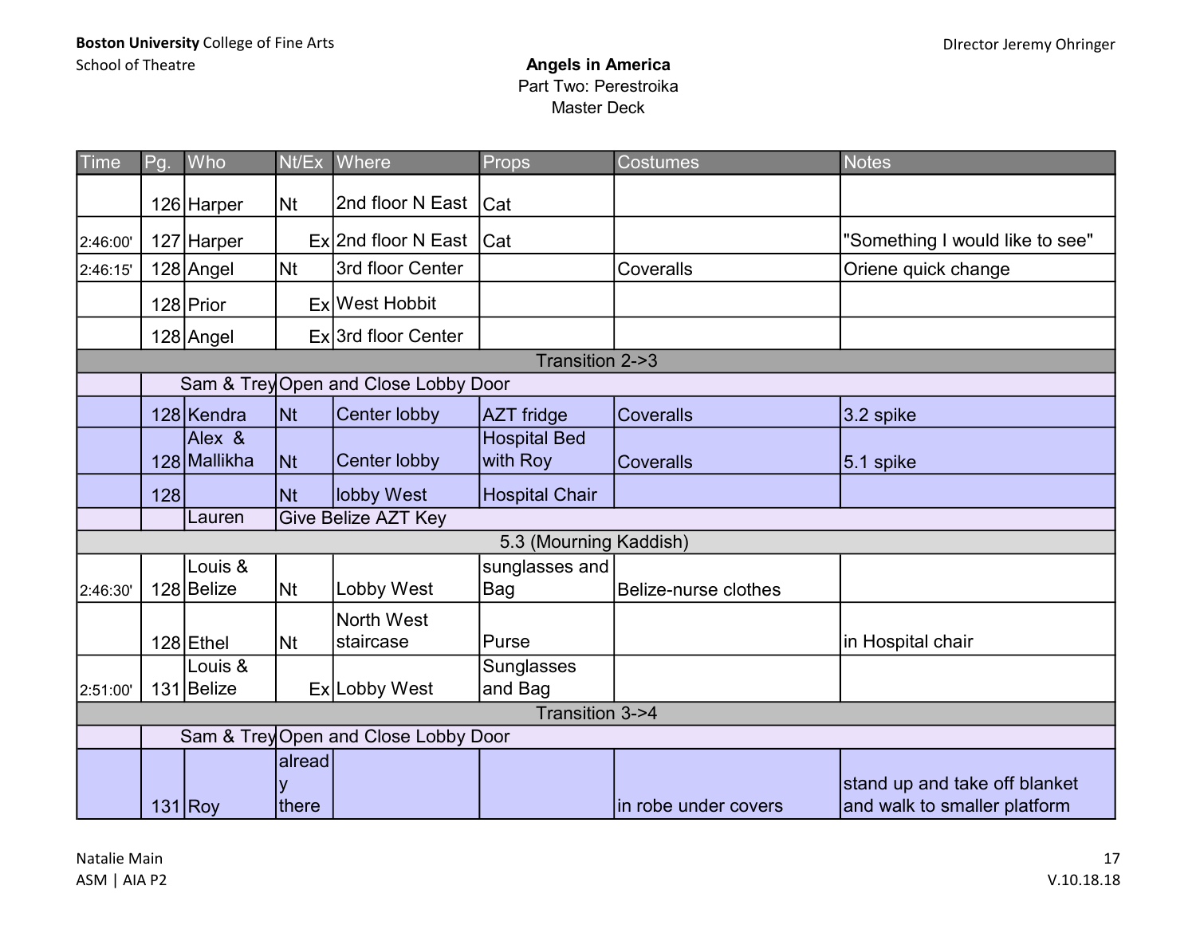**Boston University** College of Fine Arts
School of Theatre

DIrector Jeremy Ohringer

## Angels in America
Part Two: Perestroika
Master Deck

| Time | Pg. | Who | Nt/Ex | Where | Props | Costumes | Notes |
|---|---|---|---|---|---|---|---|
| | 126 | Harper | Nt | 2nd floor N East | Cat | | |
| 2:46:00' | 127 | Harper | Ex | 2nd floor N East | Cat | | "Something I would like to see" |
| 2:46:15' | 128 | Angel | Nt | 3rd floor Center | | Coveralls | Oriene quick change |
| | 128 | Prior | Ex | West Hobbit | | | |
| | 128 | Angel | Ex | 3rd floor Center | | | |
| Transition 2->3 | | | | | | | |
| | | Sam & Trey | Open and Close Lobby Door | | | | |
| | 128 | Kendra | Nt | Center lobby | AZT fridge | Coveralls | 3.2 spike |
| | 128 | Alex & Mallikha | Nt | Center lobby | Hospital Bed with Roy | Coveralls | 5.1 spike |
| | 128 | | Nt | lobby West | Hospital Chair | | |
| | | Lauren | Give Belize AZT Key | | | | |
| 5.3 (Mourning Kaddish) | | | | | | | |
| 2:46:30' | 128 | Louis & Belize | Nt | Lobby West | sunglasses and Bag | Belize-nurse clothes | |
| | 128 | Ethel | Nt | North West staircase | Purse | | in Hospital chair |
| 2:51:00' | 131 | Louis & Belize | Ex | Lobby West | Sunglasses and Bag | | |
| Transition 3->4 | | | | | | | |
| | | Sam & Trey | Open and Close Lobby Door | | | | |
| | 131 | Roy | already there | | | in robe under covers | stand up and take off blanket and walk to smaller platform |

Natalie Main
ASM | AIA P2

V.10.18.18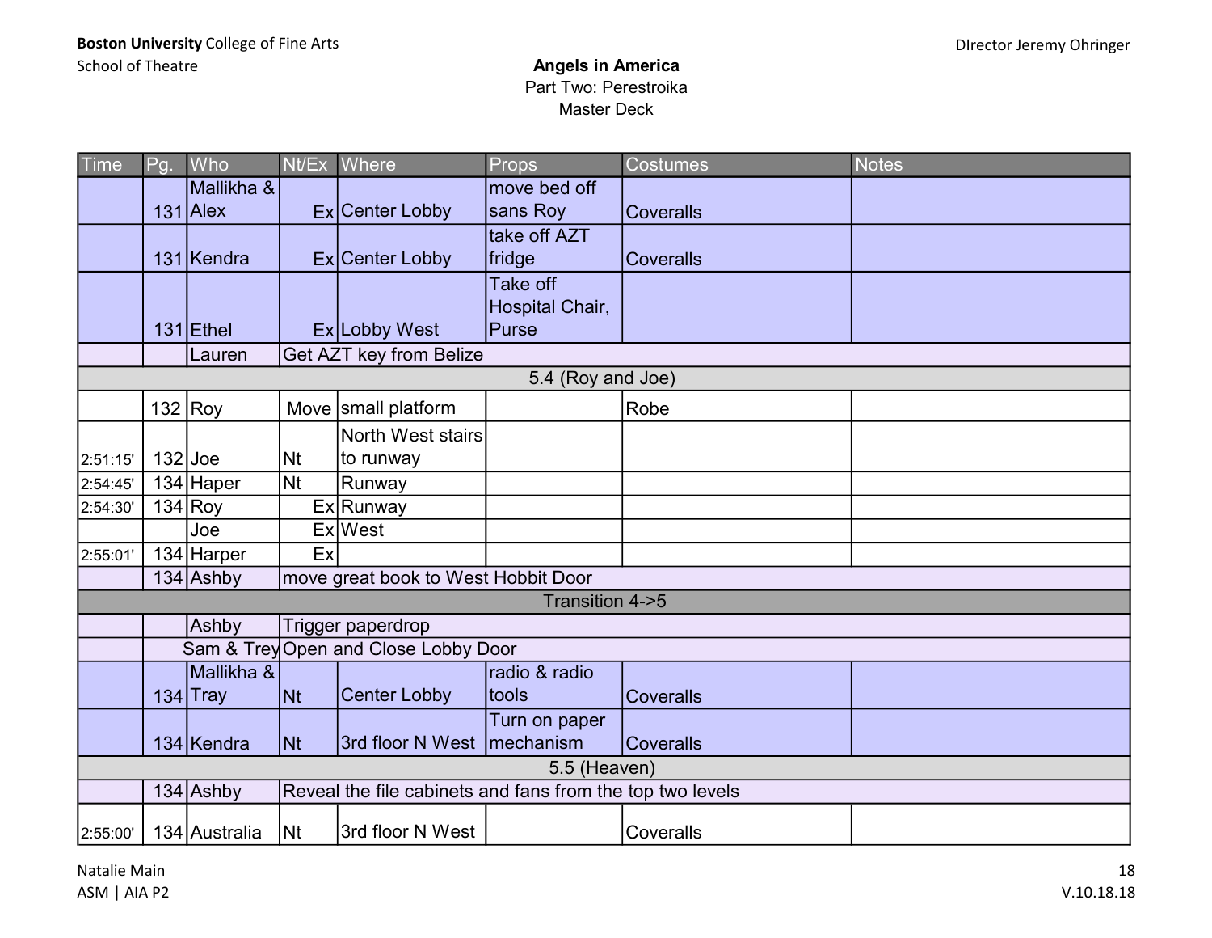**Boston University** College of Fine Arts
School of Theatre

DIrector Jeremy Ohringer

**Angels in America**
Part Two: Perestroika
Master Deck

| Time | Pg. | Who | Nt/Ex | Where | Props | Costumes | Notes |
|---|---|---|---|---|---|---|---|
| | 131 | Mallikha & Alex | Ex | Center Lobby | move bed off sans Roy | Coveralls | |
| | 131 | Kendra | Ex | Center Lobby | take off AZT fridge | Coveralls | |
| | 131 | Ethel | Ex | Lobby West | Take off Hospital Chair, Purse | | |
| | | Lauren | Get AZT key from Belize | | | | |
| 5.4 (Roy and Joe) | | | | | | | |
| | 132 | Roy | Move | small platform | | Robe | |
| 2:51:15' | 132 | Joe | Nt | North West stairs to runway | | | |
| 2:54:45' | 134 | Haper | Nt | Runway | | | |
| 2:54:30' | 134 | Roy | Ex | Runway | | | |
| | | Joe | Ex | West | | | |
| 2:55:01' | 134 | Harper | Ex | | | | |
| | 134 | Ashby | move great book to West Hobbit Door | | | | |
| Transition 4->5 | | | | | | | |
| | | Ashby | Trigger paperdrop | | | | |
| | | Sam & Trey | Open and Close Lobby Door | | | | |
| | 134 | Mallikha & Tray | Nt | Center Lobby | radio & radio tools | Coveralls | |
| | 134 | Kendra | Nt | 3rd floor N West | Turn on paper mechanism | Coveralls | |
| 5.5 (Heaven) | | | | | | | |
| | 134 | Ashby | Reveal the file cabinets and fans from the top two levels | | | | |
| 2:55:00' | 134 | Australia | Nt | 3rd floor N West | | Coveralls | |

Natalie Main
ASM | AIA P2

V.10.18.18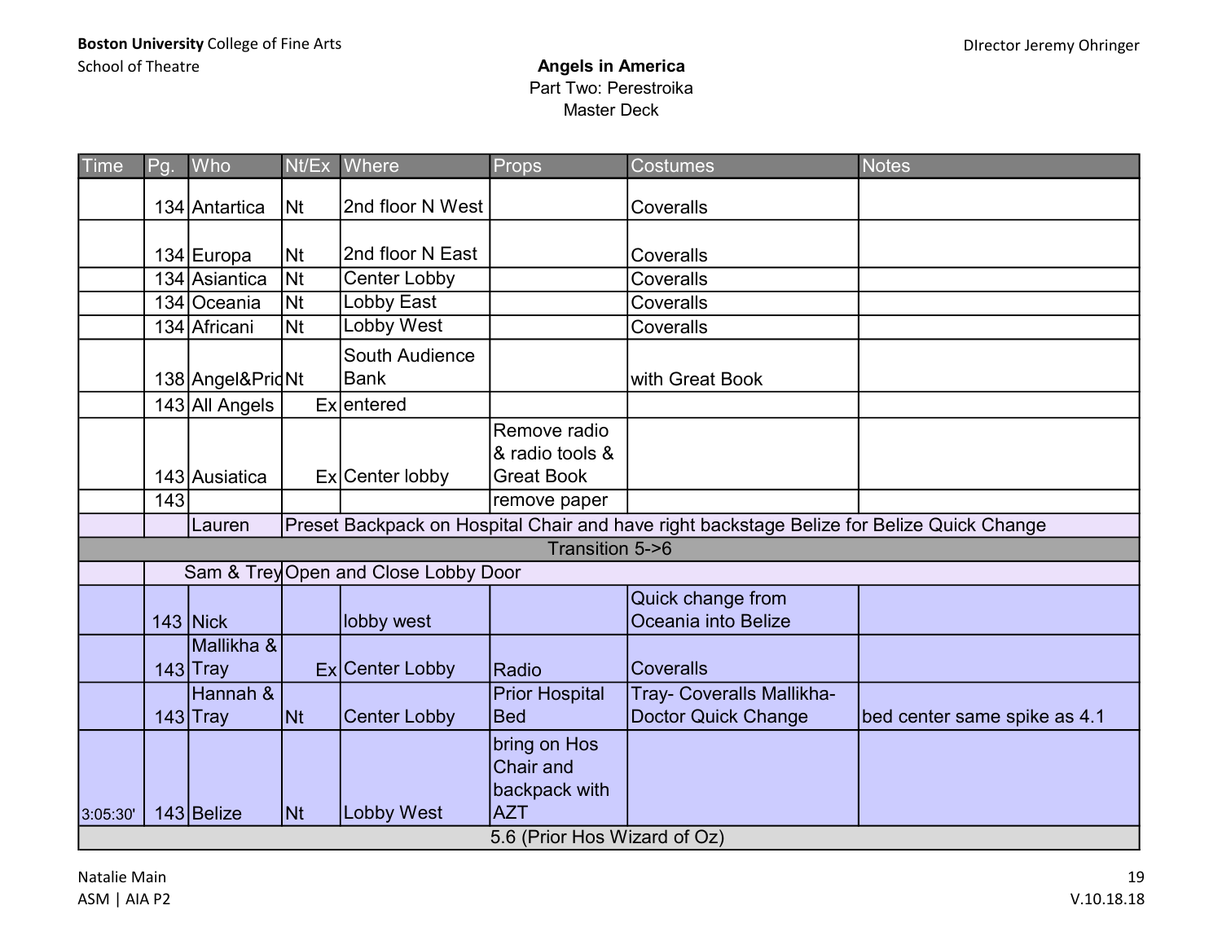**Boston University** College of Fine Arts
School of Theatre

Director Jeremy Ohringer

## Angels in America
Part Two: Perestroika
Master Deck

| Time | Pg. | Who | Nt/Ex | Where | Props | Costumes | Notes |
|---|---|---|---|---|---|---|---|
| | 134 | Antartica | Nt | 2nd floor N West | | Coveralls | |
| | 134 | Europa | Nt | 2nd floor N East | | Coveralls | |
| | 134 | Asiantica | Nt | Center Lobby | | Coveralls | |
| | 134 | Oceania | Nt | Lobby East | | Coveralls | |
| | 134 | Africani | Nt | Lobby West | | Coveralls | |
| | 138 | Angel&Prio | Nt | South Audience Bank | | with Great Book | |
| | 143 | All Angels | Ex | entered | | | |
| | 143 | Ausiatica | Ex | Center lobby | Remove radio & radio tools & Great Book | | |
| | 143 | | | | remove paper | | |
| | | Lauren | Preset Backpack on Hospital Chair and have right backstage Belize for Belize Quick Change | | | | |
| Transition 5->6 | | | | | | | |
| | | Sam & Trey | Open and Close Lobby Door | | | | |
| | 143 | Nick | | lobby west | | Quick change from Oceania into Belize | |
| | 143 | Mallikha & Tray | Ex | Center Lobby | Radio | Coveralls | |
| | 143 | Hannah & Tray | Nt | Center Lobby | Prior Hospital Bed | Tray- Coveralls Mallikha- Doctor Quick Change | bed center same spike as 4.1 |
| 3:05:30' | 143 | Belize | Nt | Lobby West | bring on Hos Chair and backpack with AZT | | |
| 5.6 (Prior Hos Wizard of Oz) | | | | | | | |

Natalie Main
ASM | AIA P2

V.10.18.18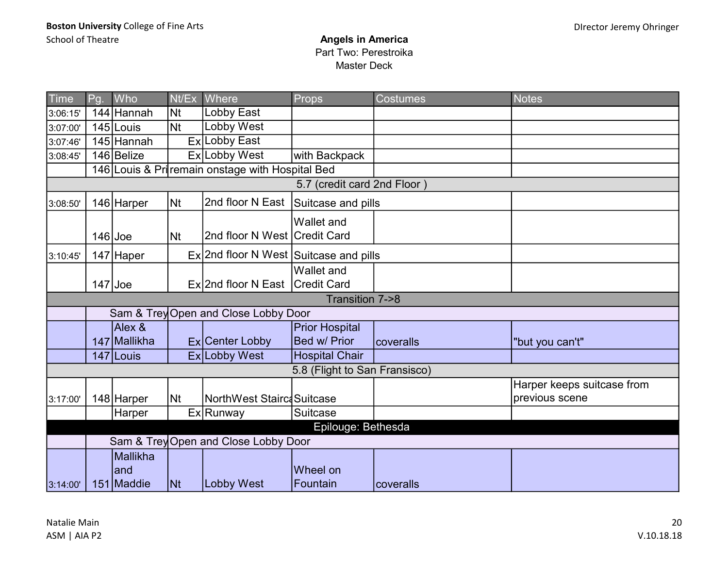**Boston University** College of Fine Arts
School of Theatre

Director Jeremy Ohringer

## Angels in America
Part Two: Perestroika
Master Deck

| Time | Pg. | Who | Nt/Ex | Where | Props | Costumes | Notes |
|---|---|---|---|---|---|---|---|
| 3:06:15' | 144 | Hannah | Nt | Lobby East | | | |
| 3:07:00' | 145 | Louis | Nt | Lobby West | | | |
| 3:07:46' | 145 | Hannah | Ex | Lobby East | | | |
| 3:08:45' | 146 | Belize | Ex | Lobby West | with Backpack | | |
| | 146 | Louis & Pri | remain onstage with Hospital Bed | | | | |
| 5.7 (credit card 2nd Floor ) | | | | | | | |
| 3:08:50' | 146 | Harper | Nt | 2nd floor N East | Suitcase and pills | | |
| | 146 | Joe | Nt | 2nd floor N West | Wallet and Credit Card | | |
| 3:10:45' | 147 | Haper | Ex | 2nd floor N West | Suitcase and pills | | |
| | 147 | Joe | Ex | 2nd floor N East | Wallet and Credit Card | | |
| Transition 7->8 | | | | | | | |
| | | Sam & Trey | Open and Close Lobby Door | | | | |
| | 147 | Alex & Mallikha | Ex | Center Lobby | Prior Hospital Bed w/ Prior | coveralls | "but you can't" |
| | 147 | Louis | Ex | Lobby West | Hospital Chair | | |
| 5.8 (Flight to San Fransisco) | | | | | | | |
| 3:17:00' | 148 | Harper | Nt | NorthWest Stairca | Suitcase | | Harper keeps suitcase from previous scene |
| | | Harper | Ex | Runway | Suitcase | | |
| Epilouge: Bethesda | | | | | | | |
| | | Sam & Trey | Open and Close Lobby Door | | | | |
| 3:14:00' | 151 | Mallikha and Maddie | Nt | Lobby West | Wheel on Fountain | coveralls | |

Natalie Main
ASM | AIA P2

V.10.18.18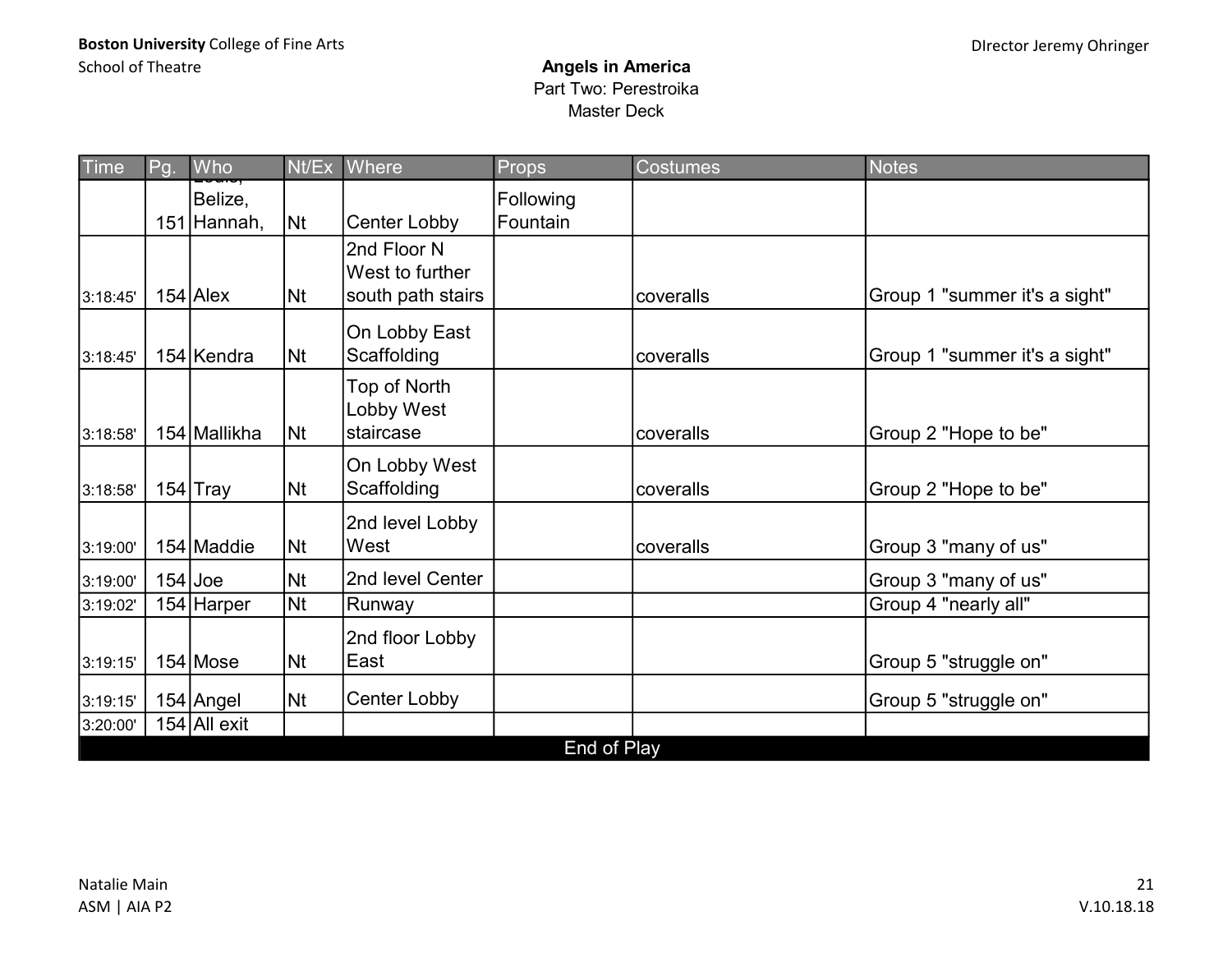**Boston University** College of Fine Arts
School of Theatre

Director Jeremy Ohringer

**Angels in America**
Part Two: Perestroika
Master Deck

| Time | Pg. | Who | Nt/Ex | Where | Props | Costumes | Notes |
|---|---|---|---|---|---|---|---|
| | 151 | Louis, Belize, Hannah, | Nt | Center Lobby | Following Fountain | | |
| 3:18:45' | 154 | Alex | Nt | 2nd Floor N West to further south path stairs | | coveralls | Group 1 "summer it's a sight" |
| 3:18:45' | 154 | Kendra | Nt | On Lobby East Scaffolding | | coveralls | Group 1 "summer it's a sight" |
| 3:18:58' | 154 | Mallikha | Nt | Top of North Lobby West staircase | | coveralls | Group 2 "Hope to be" |
| 3:18:58' | 154 | Tray | Nt | On Lobby West Scaffolding | | coveralls | Group 2 "Hope to be" |
| 3:19:00' | 154 | Maddie | Nt | 2nd level Lobby West | | coveralls | Group 3 "many of us" |
| 3:19:00' | 154 | Joe | Nt | 2nd level Center | | | Group 3 "many of us" |
| 3:19:02' | 154 | Harper | Nt | Runway | | | Group 4 "nearly all" |
| 3:19:15' | 154 | Mose | Nt | 2nd floor Lobby East | | | Group 5 "struggle on" |
| 3:19:15' | 154 | Angel | Nt | Center Lobby | | | Group 5 "struggle on" |
| 3:20:00' | 154 | All exit | | | | | |
| | | | | End of Play | | | |

Natalie Main
ASM | AIA P2

V.10.18.18